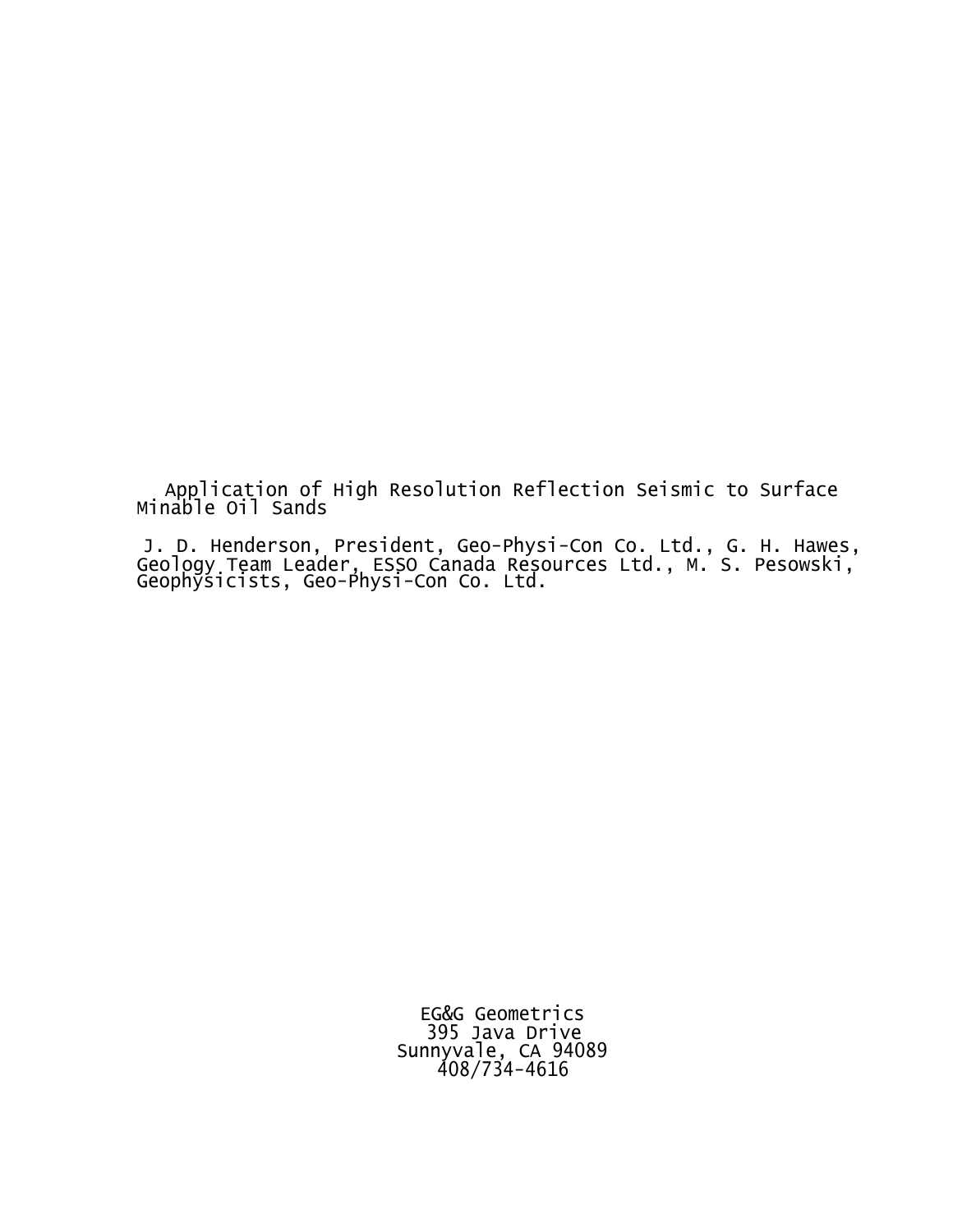# Application of High Resolution Reflection Seismic to Surface Minable Oil Sands

J. D. Henderson, President, Geo-Physi-Con Co. Ltd., G. H. Hawes, Geology Team Leader, ESSO Canada Resources Ltd., M. S. Pesowski, Geophysicists, Geo-Physi-Con Co. Ltd.

EG&G Geometrics
395 Java Drive
Sunnyvale, CA 94089
408/734-4616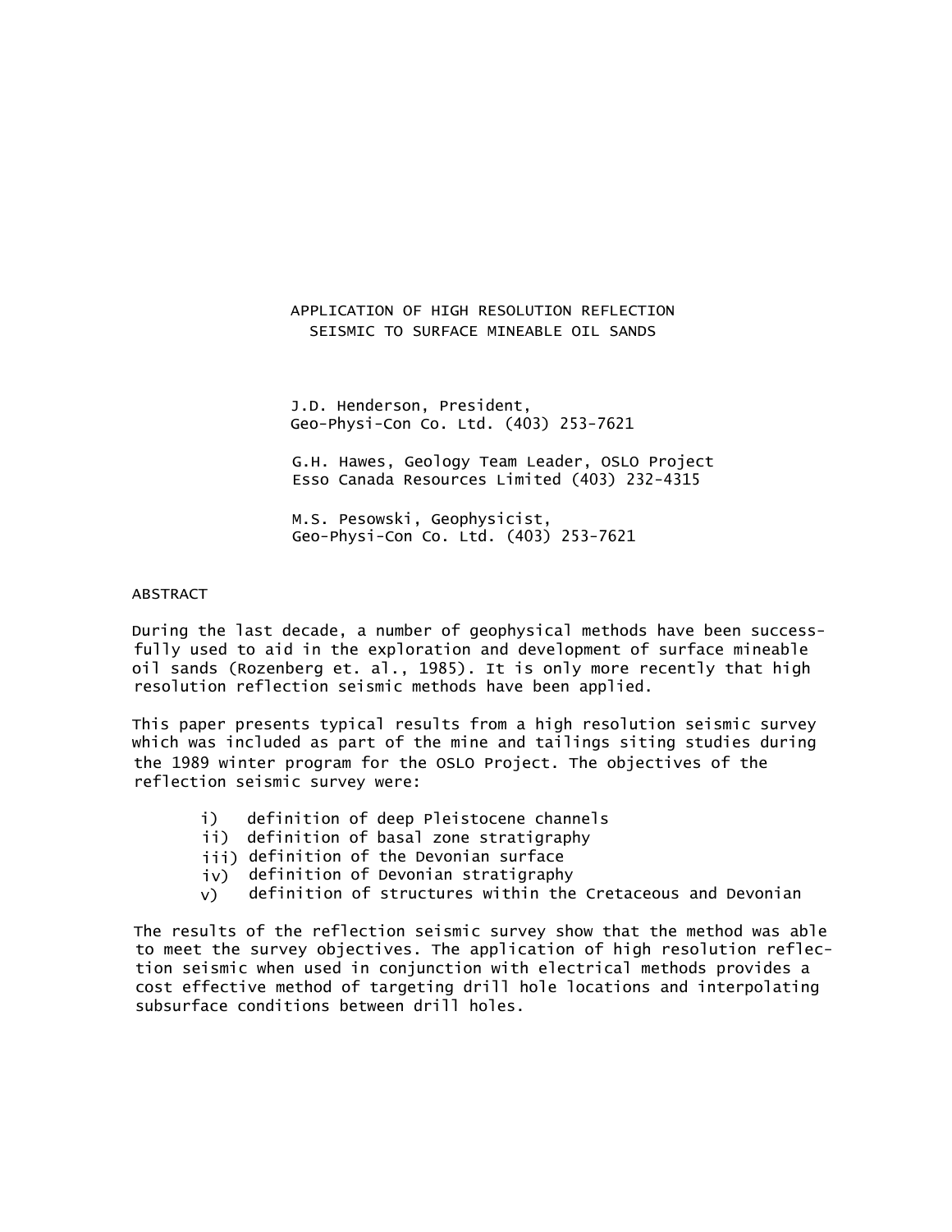# APPLICATION OF HIGH RESOLUTION REFLECTION SEISMIC TO SURFACE MINEABLE OIL SANDS

J.D. Henderson, President,
Geo-Physi-Con Co. Ltd. (403) 253-7621

G.H. Hawes, Geology Team Leader, OSLO Project
Esso Canada Resources Limited (403) 232-4315

M.S. Pesowski, Geophysicist,
Geo-Physi-Con Co. Ltd. (403) 253-7621

## ABSTRACT

During the last decade, a number of geophysical methods have been successfully used to aid in the exploration and development of surface mineable oil sands (Rozenberg et. al., 1985). It is only more recently that high resolution reflection seismic methods have been applied.

This paper presents typical results from a high resolution seismic survey which was included as part of the mine and tailings siting studies during the 1989 winter program for the OSLO Project. The objectives of the reflection seismic survey were:

i) definition of deep Pleistocene channels
ii) definition of basal zone stratigraphy
iii) definition of the Devonian surface
iv) definition of Devonian stratigraphy
v) definition of structures within the Cretaceous and Devonian

The results of the reflection seismic survey show that the method was able to meet the survey objectives. The application of high resolution reflection seismic when used in conjunction with electrical methods provides a cost effective method of targeting drill hole locations and interpolating subsurface conditions between drill holes.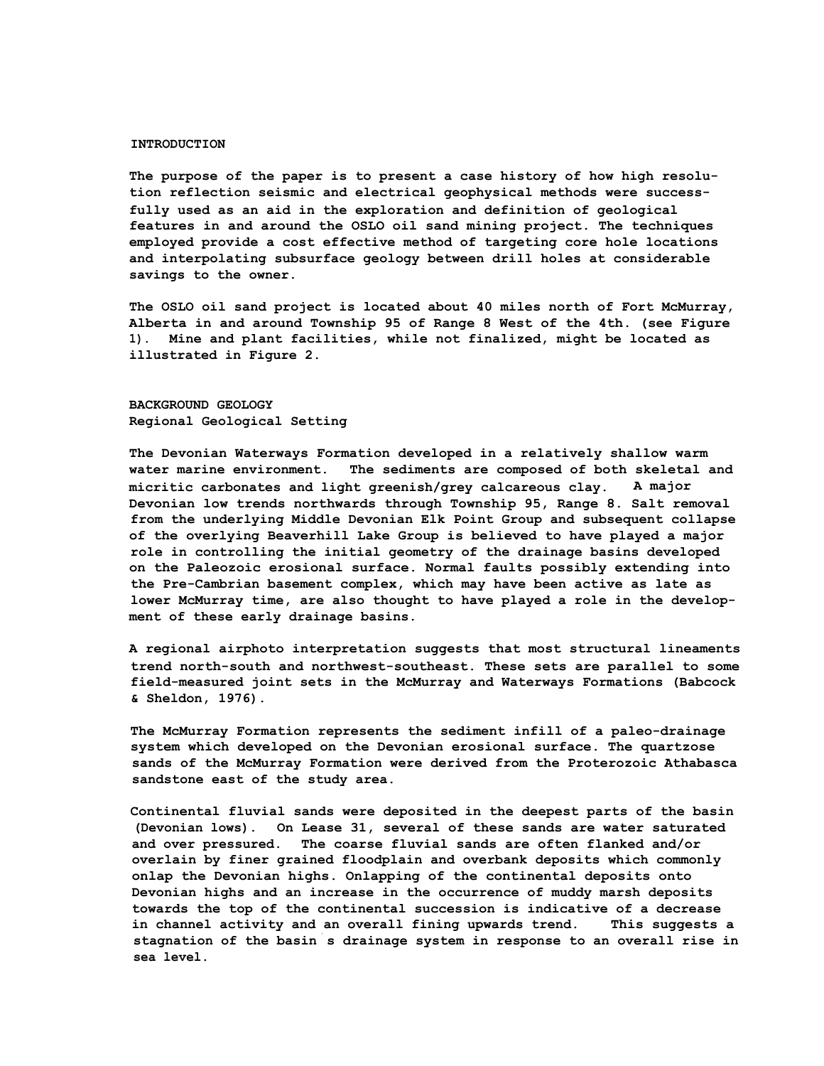## INTRODUCTION

The purpose of the paper is to present a case history of how high resolution reflection seismic and electrical geophysical methods were successfully used as an aid in the exploration and definition of geological features in and around the OSLO oil sand mining project. The techniques employed provide a cost effective method of targeting core hole locations and interpolating subsurface geology between drill holes at considerable savings to the owner.

The OSLO oil sand project is located about 40 miles north of Fort McMurray, Alberta in and around Township 95 of Range 8 West of the 4th. (see Figure 1). Mine and plant facilities, while not finalized, might be located as illustrated in Figure 2.

## BACKGROUND GEOLOGY

### Regional Geological Setting

The Devonian Waterways Formation developed in a relatively shallow warm water marine environment. The sediments are composed of both skeletal and micritic carbonates and light greenish/grey calcareous clay. A major Devonian low trends northwards through Township 95, Range 8. Salt removal from the underlying Middle Devonian Elk Point Group and subsequent collapse of the overlying Beaverhill Lake Group is believed to have played a major role in controlling the initial geometry of the drainage basins developed on the Paleozoic erosional surface. Normal faults possibly extending into the Pre-Cambrian basement complex, which may have been active as late as lower McMurray time, are also thought to have played a role in the development of these early drainage basins.

A regional airphoto interpretation suggests that most structural lineaments trend north-south and northwest-southeast. These sets are parallel to some field-measured joint sets in the McMurray and Waterways Formations (Babcock & Sheldon, 1976).

The McMurray Formation represents the sediment infill of a paleo-drainage system which developed on the Devonian erosional surface. The quartzose sands of the McMurray Formation were derived from the Proterozoic Athabasca sandstone east of the study area.

Continental fluvial sands were deposited in the deepest parts of the basin (Devonian lows). On Lease 31, several of these sands are water saturated and over pressured. The coarse fluvial sands are often flanked and/or overlain by finer grained floodplain and overbank deposits which commonly onlap the Devonian highs. Onlapping of the continental deposits onto Devonian highs and an increase in the occurrence of muddy marsh deposits towards the top of the continental succession is indicative of a decrease in channel activity and an overall fining upwards trend. This suggests a stagnation of the basin's drainage system in response to an overall rise in sea level.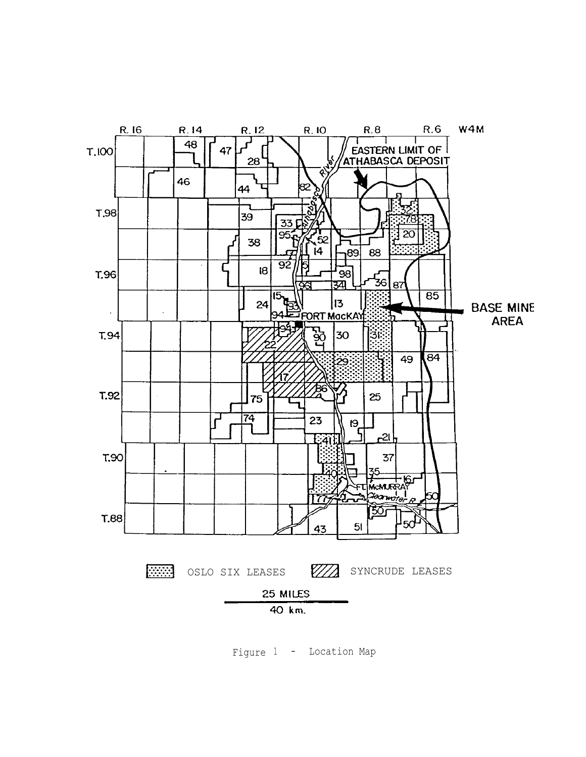Figure 1 - Location Map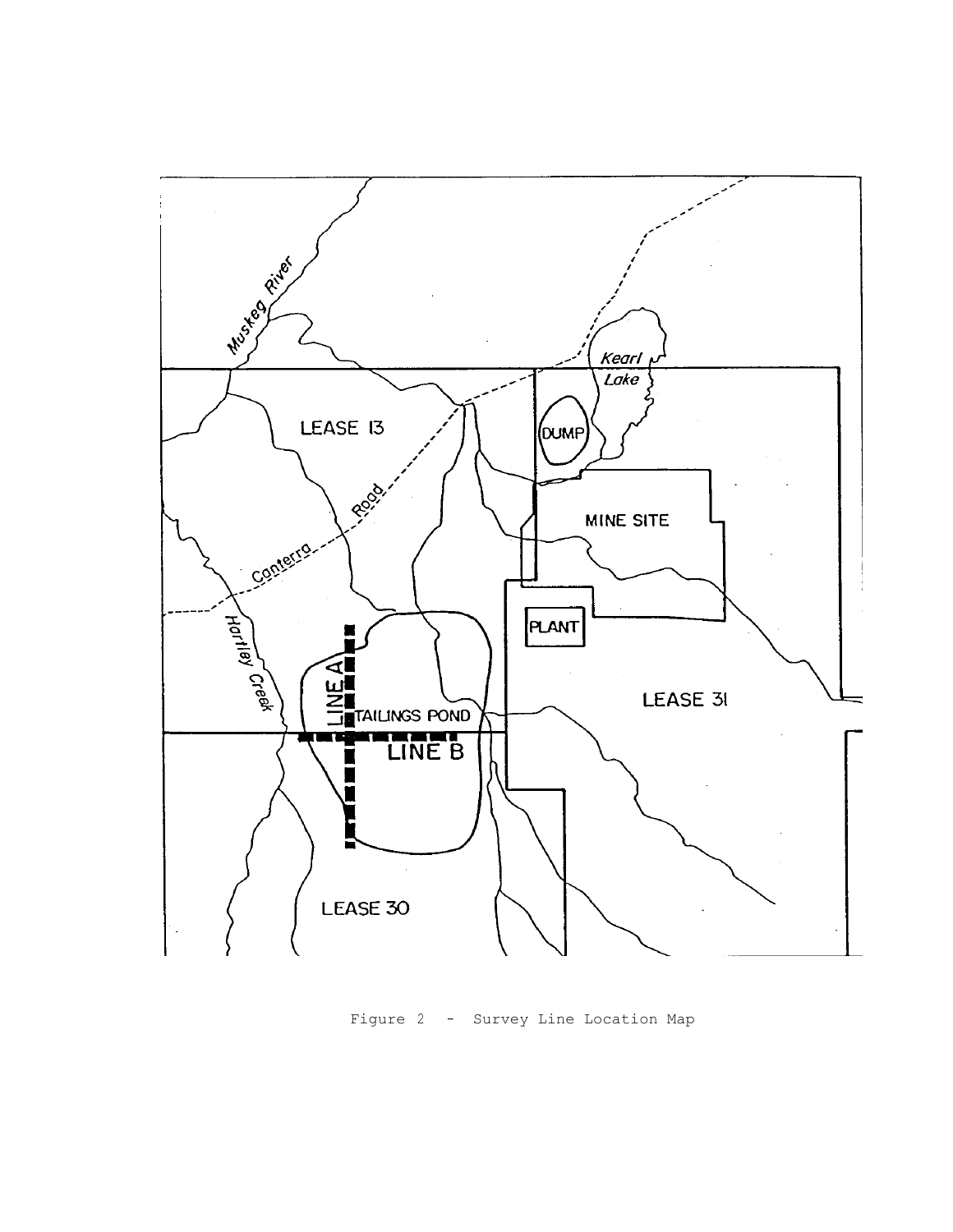Figure 2 - Survey Line Location Map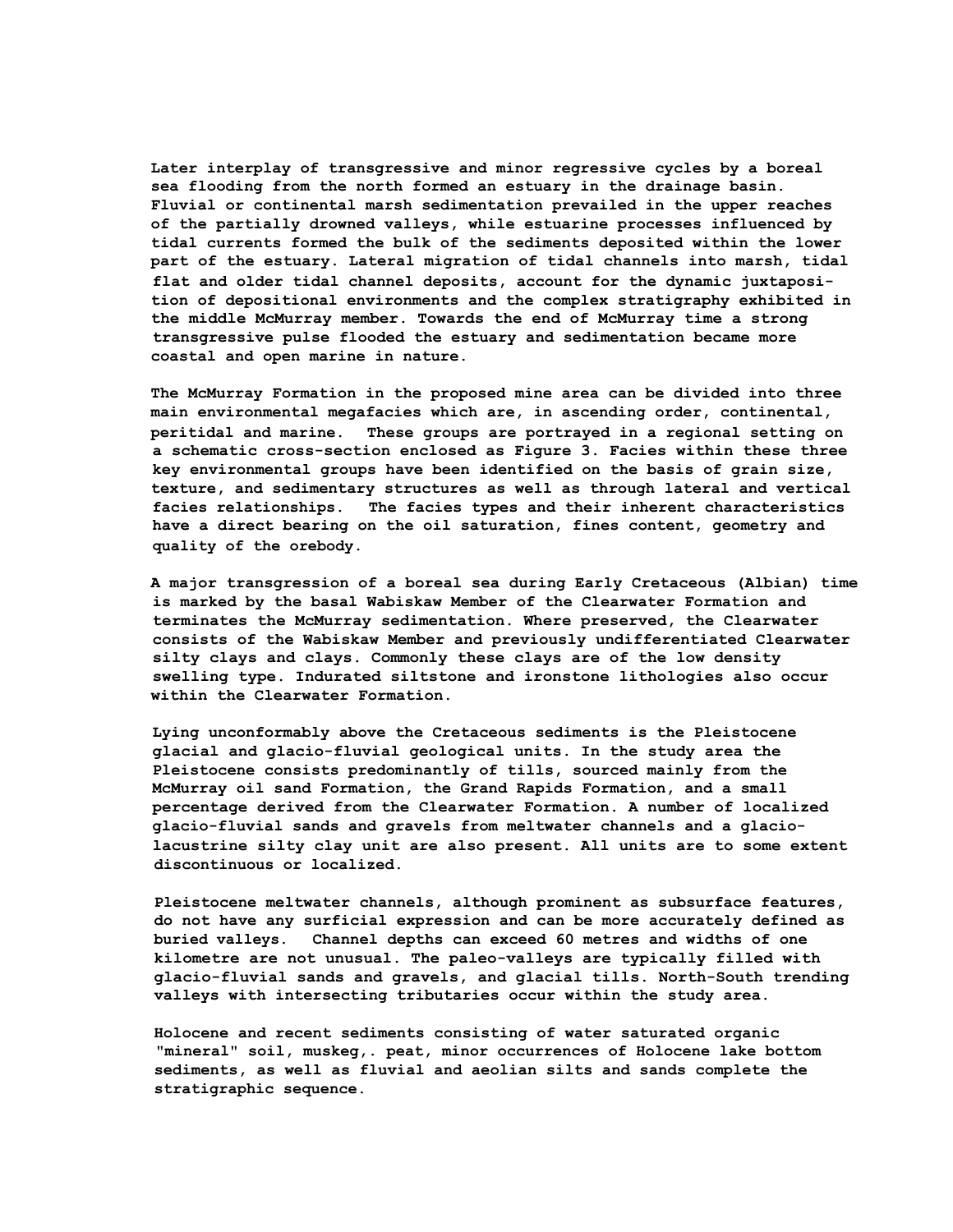Later interplay of transgressive and minor regressive cycles by a boreal sea flooding from the north formed an estuary in the drainage basin. Fluvial or continental marsh sedimentation prevailed in the upper reaches of the partially drowned valleys, while estuarine processes influenced by tidal currents formed the bulk of the sediments deposited within the lower part of the estuary. Lateral migration of tidal channels into marsh, tidal flat and older tidal channel deposits, account for the dynamic juxtaposition of depositional environments and the complex stratigraphy exhibited in the middle McMurray member. Towards the end of McMurray time a strong transgressive pulse flooded the estuary and sedimentation became more coastal and open marine in nature.

The McMurray Formation in the proposed mine area can be divided into three main environmental megafacies which are, in ascending order, continental, peritidal and marine. These groups are portrayed in a regional setting on a schematic cross-section enclosed as Figure 3. Facies within these three key environmental groups have been identified on the basis of grain size, texture, and sedimentary structures as well as through lateral and vertical facies relationships. The facies types and their inherent characteristics have a direct bearing on the oil saturation, fines content, geometry and quality of the orebody.

A major transgression of a boreal sea during Early Cretaceous (Albian) time is marked by the basal Wabiskaw Member of the Clearwater Formation and terminates the McMurray sedimentation. Where preserved, the Clearwater consists of the Wabiskaw Member and previously undifferentiated Clearwater silty clays and clays. Commonly these clays are of the low density swelling type. Indurated siltstone and ironstone lithologies also occur within the Clearwater Formation.

Lying unconformably above the Cretaceous sediments is the Pleistocene glacial and glacio-fluvial geological units. In the study area the Pleistocene consists predominantly of tills, sourced mainly from the McMurray oil sand Formation, the Grand Rapids Formation, and a small percentage derived from the Clearwater Formation. A number of localized glacio-fluvial sands and gravels from meltwater channels and a glacio-lacustrine silty clay unit are also present. All units are to some extent discontinuous or localized.

Pleistocene meltwater channels, although prominent as subsurface features, do not have any surficial expression and can be more accurately defined as buried valleys. Channel depths can exceed 60 metres and widths of one kilometre are not unusual. The paleo-valleys are typically filled with glacio-fluvial sands and gravels, and glacial tills. North-South trending valleys with intersecting tributaries occur within the study area.

Holocene and recent sediments consisting of water saturated organic "mineral" soil, muskeg,. peat, minor occurrences of Holocene lake bottom sediments, as well as fluvial and aeolian silts and sands complete the stratigraphic sequence.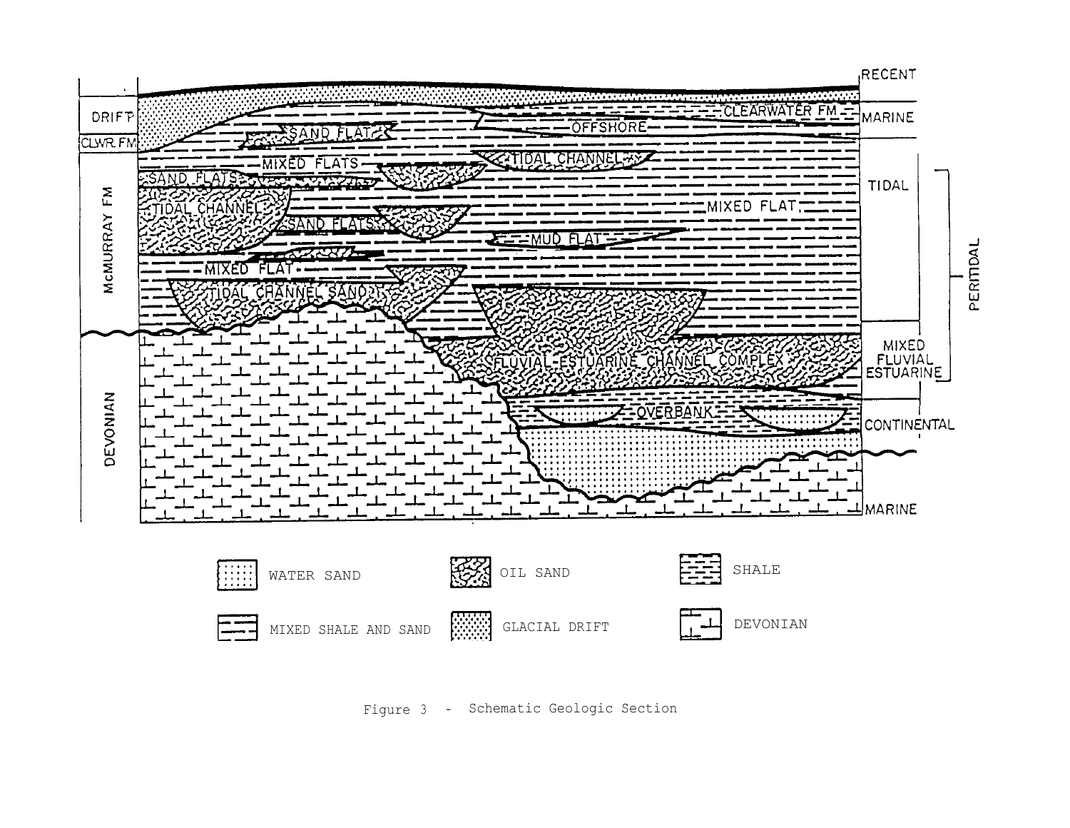Figure 3 - Schematic Geologic Section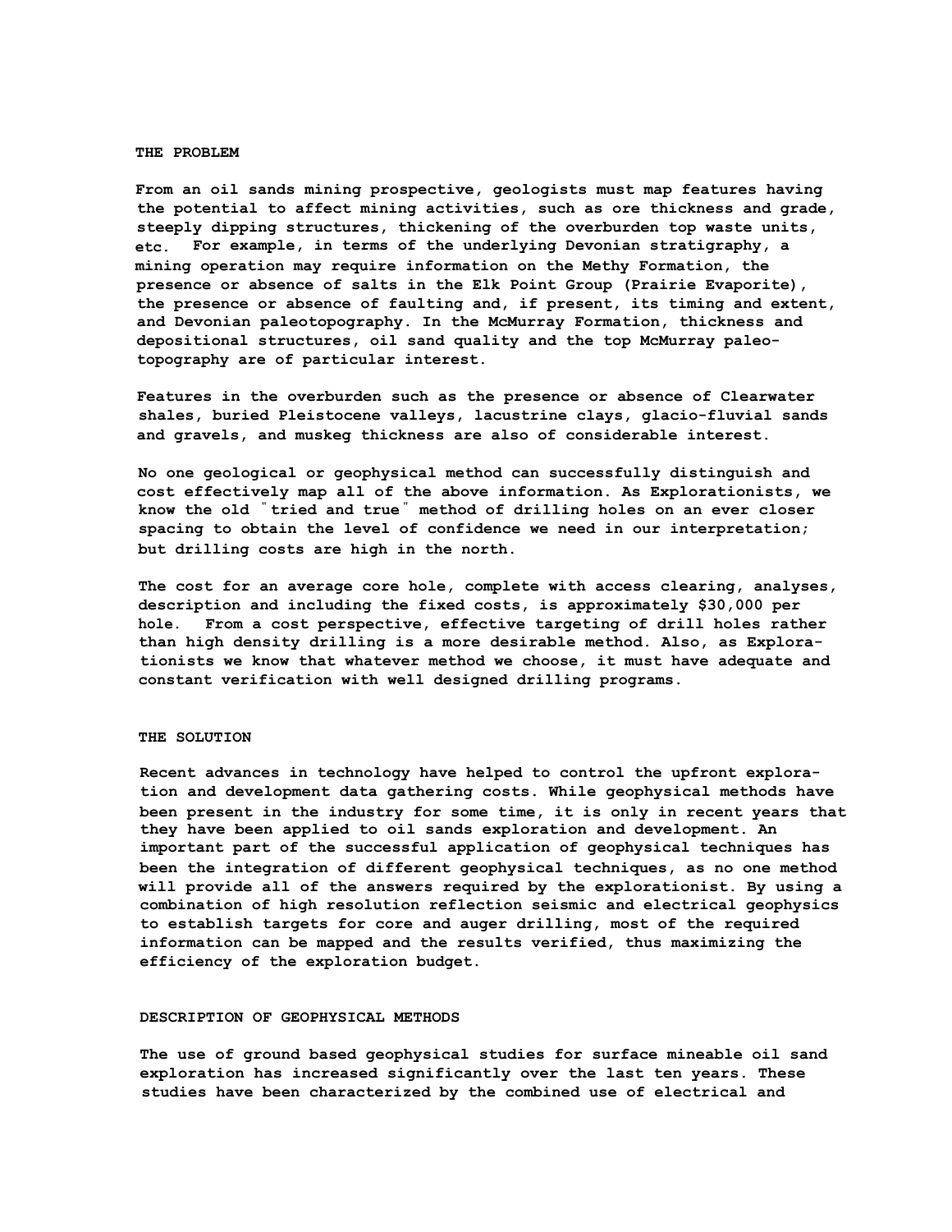## THE PROBLEM

From an oil sands mining prospective, geologists must map features having the potential to affect mining activities, such as ore thickness and grade, steeply dipping structures, thickening of the overburden top waste units, etc. For example, in terms of the underlying Devonian stratigraphy, a mining operation may require information on the Methy Formation, the presence or absence of salts in the Elk Point Group (Prairie Evaporite), the presence or absence of faulting and, if present, its timing and extent, and Devonian paleotopography. In the McMurray Formation, thickness and depositional structures, oil sand quality and the top McMurray paleo-topography are of particular interest.

Features in the overburden such as the presence or absence of Clearwater shales, buried Pleistocene valleys, lacustrine clays, glacio-fluvial sands and gravels, and muskeg thickness are also of considerable interest.

No one geological or geophysical method can successfully distinguish and cost effectively map all of the above information. As Explorationists, we know the old "tried and true" method of drilling holes on an ever closer spacing to obtain the level of confidence we need in our interpretation; but drilling costs are high in the north.

The cost for an average core hole, complete with access clearing, analyses, description and including the fixed costs, is approximately $30,000 per hole. From a cost perspective, effective targeting of drill holes rather than high density drilling is a more desirable method. Also, as Explorationists we know that whatever method we choose, it must have adequate and constant verification with well designed drilling programs.

## THE SOLUTION

Recent advances in technology have helped to control the upfront exploration and development data gathering costs. While geophysical methods have been present in the industry for some time, it is only in recent years that they have been applied to oil sands exploration and development. An important part of the successful application of geophysical techniques has been the integration of different geophysical techniques, as no one method will provide all of the answers required by the explorationist. By using a combination of high resolution reflection seismic and electrical geophysics to establish targets for core and auger drilling, most of the required information can be mapped and the results verified, thus maximizing the efficiency of the exploration budget.

## DESCRIPTION OF GEOPHYSICAL METHODS

The use of ground based geophysical studies for surface mineable oil sand exploration has increased significantly over the last ten years. These studies have been characterized by the combined use of electrical and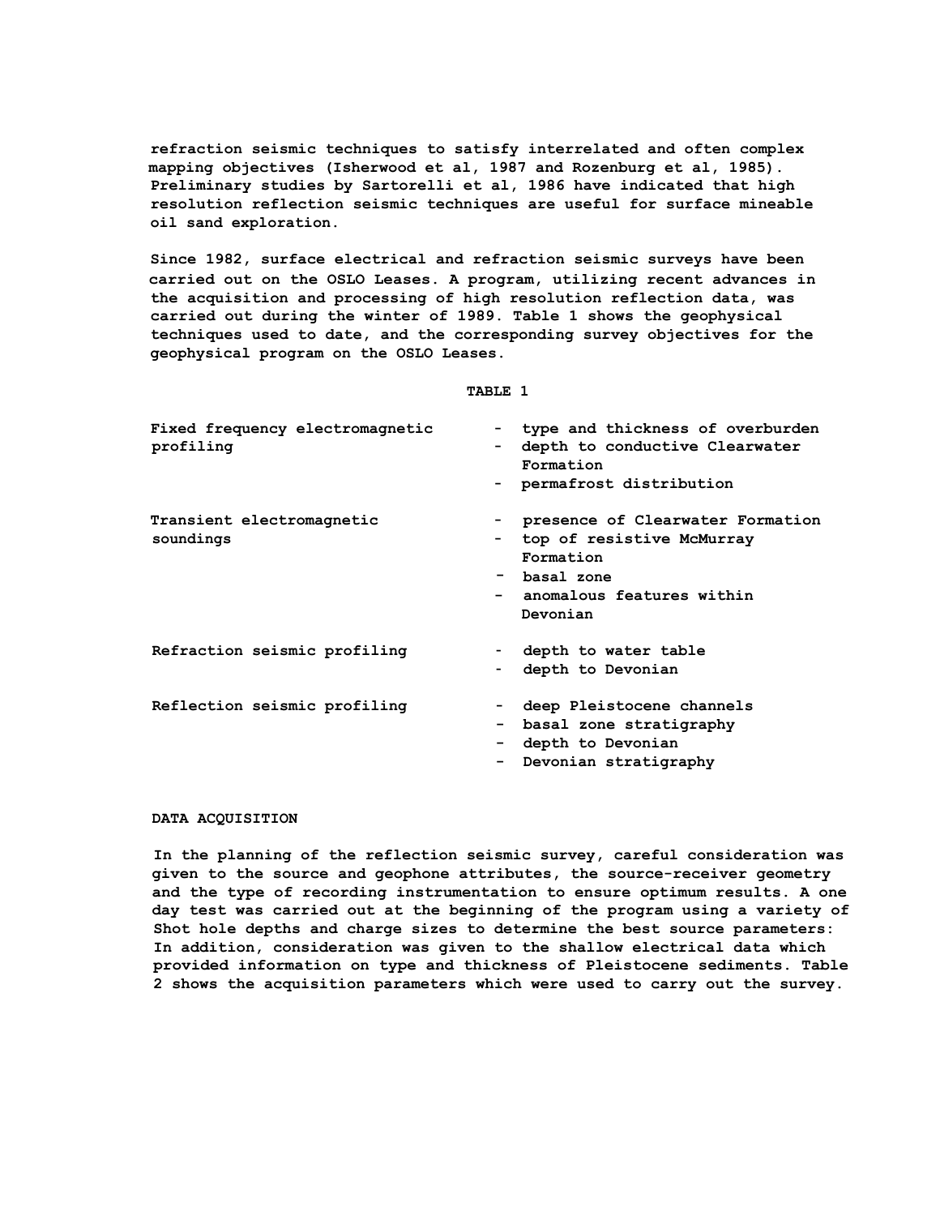refraction seismic techniques to satisfy interrelated and often complex mapping objectives (Isherwood et al, 1987 and Rozenburg et al, 1985). Preliminary studies by Sartorelli et al, 1986 have indicated that high resolution reflection seismic techniques are useful for surface mineable oil sand exploration.

Since 1982, surface electrical and refraction seismic surveys have been carried out on the OSLO Leases. A program, utilizing recent advances in the acquisition and processing of high resolution reflection data, was carried out during the winter of 1989. Table 1 shows the geophysical techniques used to date, and the corresponding survey objectives for the geophysical program on the OSLO Leases.

**TABLE 1**

| Technique | Objectives |
|---|---|
| Fixed frequency electromagnetic profiling | - type and thickness of overburden<br>- depth to conductive Clearwater Formation<br>- permafrost distribution |
| Transient electromagnetic soundings | - presence of Clearwater Formation<br>- top of resistive McMurray Formation<br>- basal zone<br>- anomalous features within Devonian |
| Refraction seismic profiling | - depth to water table<br>- depth to Devonian |
| Reflection seismic profiling | - deep Pleistocene channels<br>- basal zone stratigraphy<br>- depth to Devonian<br>- Devonian stratigraphy |

## DATA ACQUISITION

In the planning of the reflection seismic survey, careful consideration was given to the source and geophone attributes, the source-receiver geometry and the type of recording instrumentation to ensure optimum results. A one day test was carried out at the beginning of the program using a variety of Shot hole depths and charge sizes to determine the best source parameters: In addition, consideration was given to the shallow electrical data which provided information on type and thickness of Pleistocene sediments. Table 2 shows the acquisition parameters which were used to carry out the survey.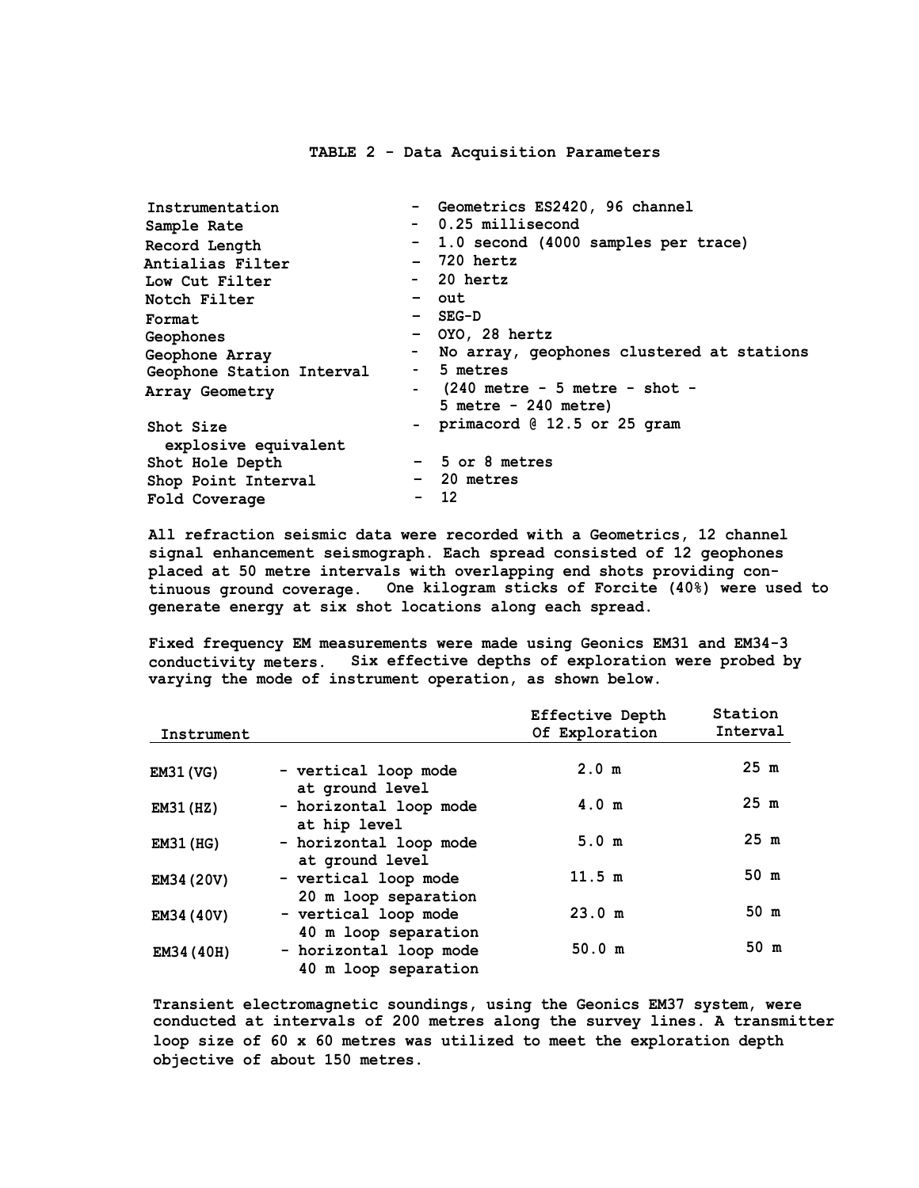### TABLE 2 - Data Acquisition Parameters

| | |
|---|---|
| Instrumentation | - Geometrics ES2420, 96 channel |
| Sample Rate | - 0.25 millisecond |
| Record Length | - 1.0 second (4000 samples per trace) |
| Antialias Filter | - 720 hertz |
| Low Cut Filter | - 20 hertz |
| Notch Filter | - out |
| Format | - SEG-D |
| Geophones | - OYO, 28 hertz |
| Geophone Array | - No array, geophones clustered at stations |
| Geophone Station Interval | - 5 metres |
| Array Geometry | - (240 metre - 5 metre - shot - 5 metre - 240 metre) |
| Shot Size explosive equivalent | - primacord @ 12.5 or 25 gram |
| Shot Hole Depth | - 5 or 8 metres |
| Shop Point Interval | - 20 metres |
| Fold Coverage | - 12 |

All refraction seismic data were recorded with a Geometrics, 12 channel signal enhancement seismograph. Each spread consisted of 12 geophones placed at 50 metre intervals with overlapping end shots providing continuous ground coverage. One kilogram sticks of Forcite (40%) were used to generate energy at six shot locations along each spread.

Fixed frequency EM measurements were made using Geonics EM31 and EM34-3 conductivity meters. Six effective depths of exploration were probed by varying the mode of instrument operation, as shown below.

| Instrument | | Effective Depth Of Exploration | Station Interval |
|---|---|---|---|
| EM31(VG) | - vertical loop mode at ground level | 2.0 m | 25 m |
| EM31(HZ) | - horizontal loop mode at hip level | 4.0 m | 25 m |
| EM31(HG) | - horizontal loop mode at ground level | 5.0 m | 25 m |
| EM34(20V) | - vertical loop mode 20 m loop separation | 11.5 m | 50 m |
| EM34(40V) | - vertical loop mode 40 m loop separation | 23.0 m | 50 m |
| EM34(40H) | - horizontal loop mode 40 m loop separation | 50.0 m | 50 m |

Transient electromagnetic soundings, using the Geonics EM37 system, were conducted at intervals of 200 metres along the survey lines. A transmitter loop size of 60 x 60 metres was utilized to meet the exploration depth objective of about 150 metres.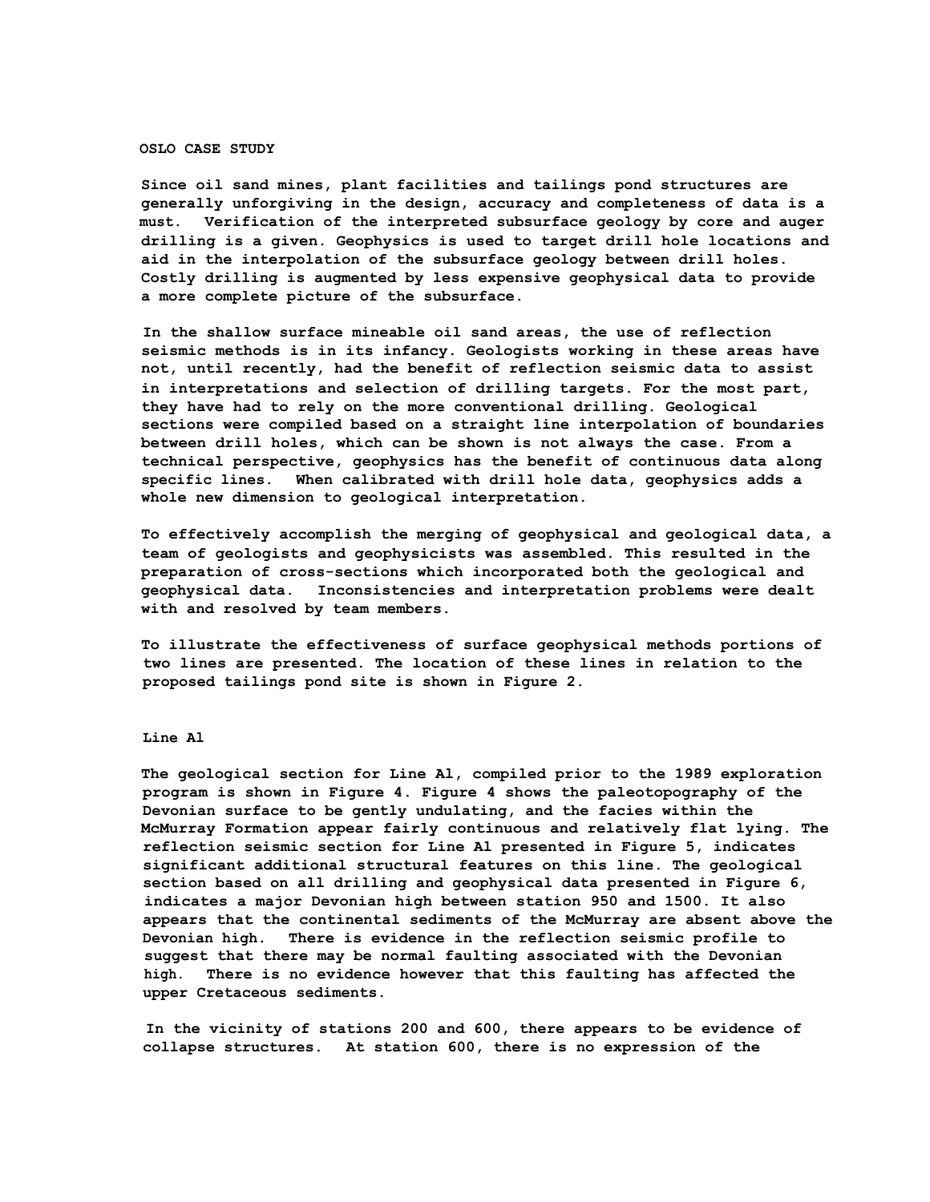## OSLO CASE STUDY

Since oil sand mines, plant facilities and tailings pond structures are generally unforgiving in the design, accuracy and completeness of data is a must. Verification of the interpreted subsurface geology by core and auger drilling is a given. Geophysics is used to target drill hole locations and aid in the interpolation of the subsurface geology between drill holes. Costly drilling is augmented by less expensive geophysical data to provide a more complete picture of the subsurface.

In the shallow surface mineable oil sand areas, the use of reflection seismic methods is in its infancy. Geologists working in these areas have not, until recently, had the benefit of reflection seismic data to assist in interpretations and selection of drilling targets. For the most part, they have had to rely on the more conventional drilling. Geological sections were compiled based on a straight line interpolation of boundaries between drill holes, which can be shown is not always the case. From a technical perspective, geophysics has the benefit of continuous data along specific lines. When calibrated with drill hole data, geophysics adds a whole new dimension to geological interpretation.

To effectively accomplish the merging of geophysical and geological data, a team of geologists and geophysicists was assembled. This resulted in the preparation of cross-sections which incorporated both the geological and geophysical data. Inconsistencies and interpretation problems were dealt with and resolved by team members.

To illustrate the effectiveness of surface geophysical methods portions of two lines are presented. The location of these lines in relation to the proposed tailings pond site is shown in Figure 2.

### Line Al

The geological section for Line Al, compiled prior to the 1989 exploration program is shown in Figure 4. Figure 4 shows the paleotopography of the Devonian surface to be gently undulating, and the facies within the McMurray Formation appear fairly continuous and relatively flat lying. The reflection seismic section for Line Al presented in Figure 5, indicates significant additional structural features on this line. The geological section based on all drilling and geophysical data presented in Figure 6, indicates a major Devonian high between station 950 and 1500. It also appears that the continental sediments of the McMurray are absent above the Devonian high. There is evidence in the reflection seismic profile to suggest that there may be normal faulting associated with the Devonian high. There is no evidence however that this faulting has affected the upper Cretaceous sediments.

In the vicinity of stations 200 and 600, there appears to be evidence of collapse structures. At station 600, there is no expression of the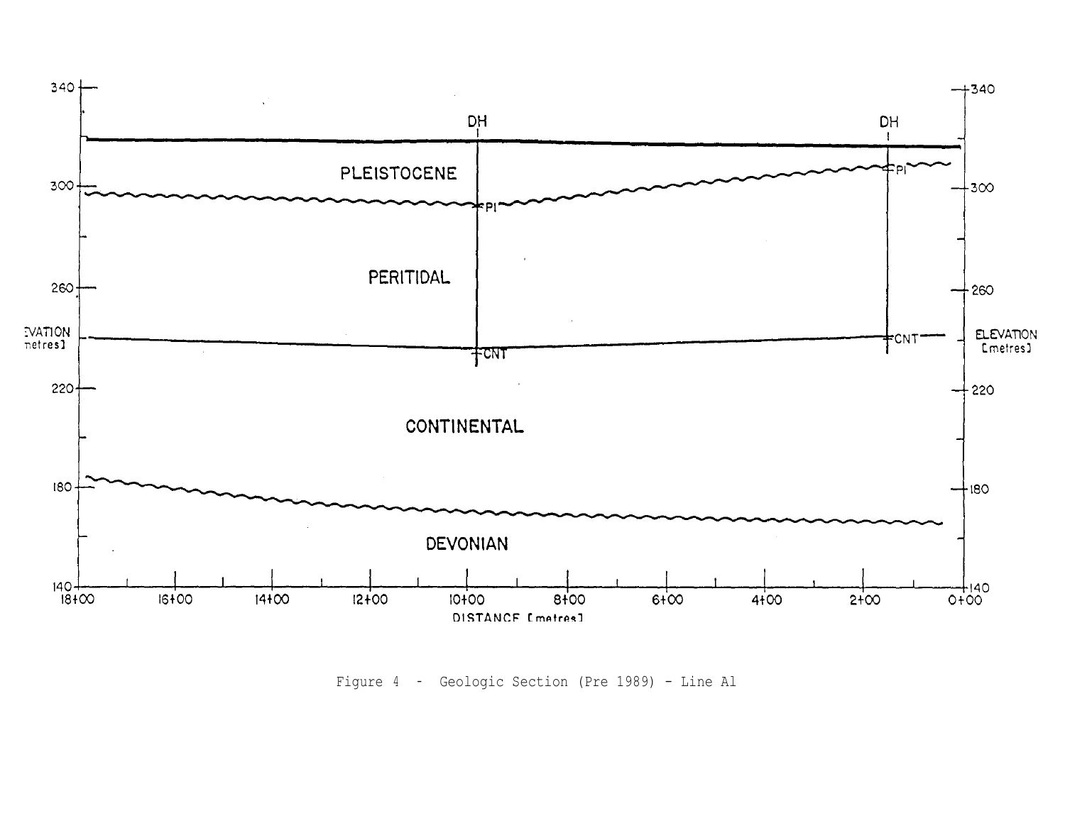Figure 4 - Geologic Section (Pre 1989) - Line Al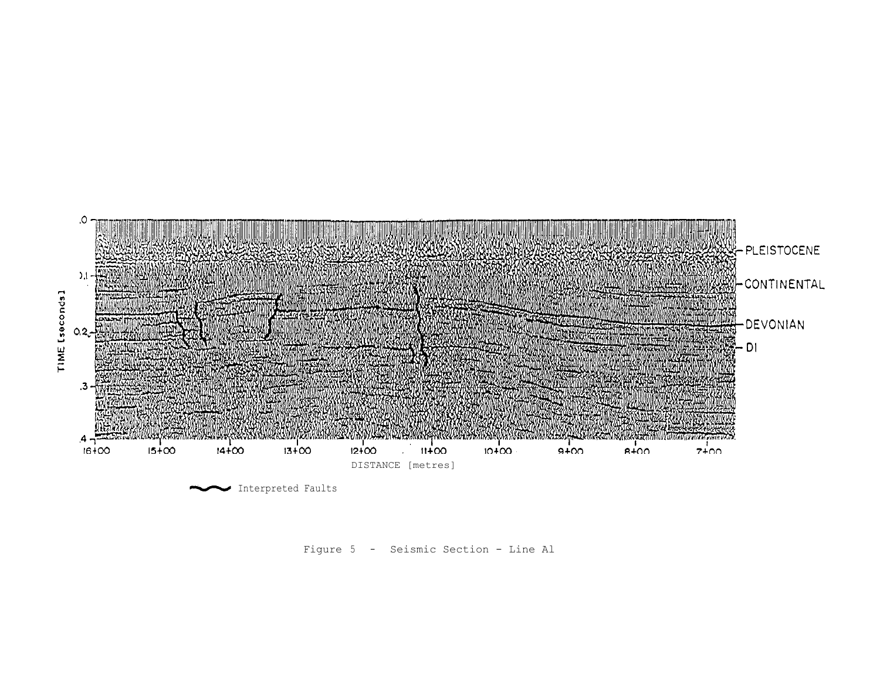Interpreted Faults

Figure 5 - Seismic Section - Line A1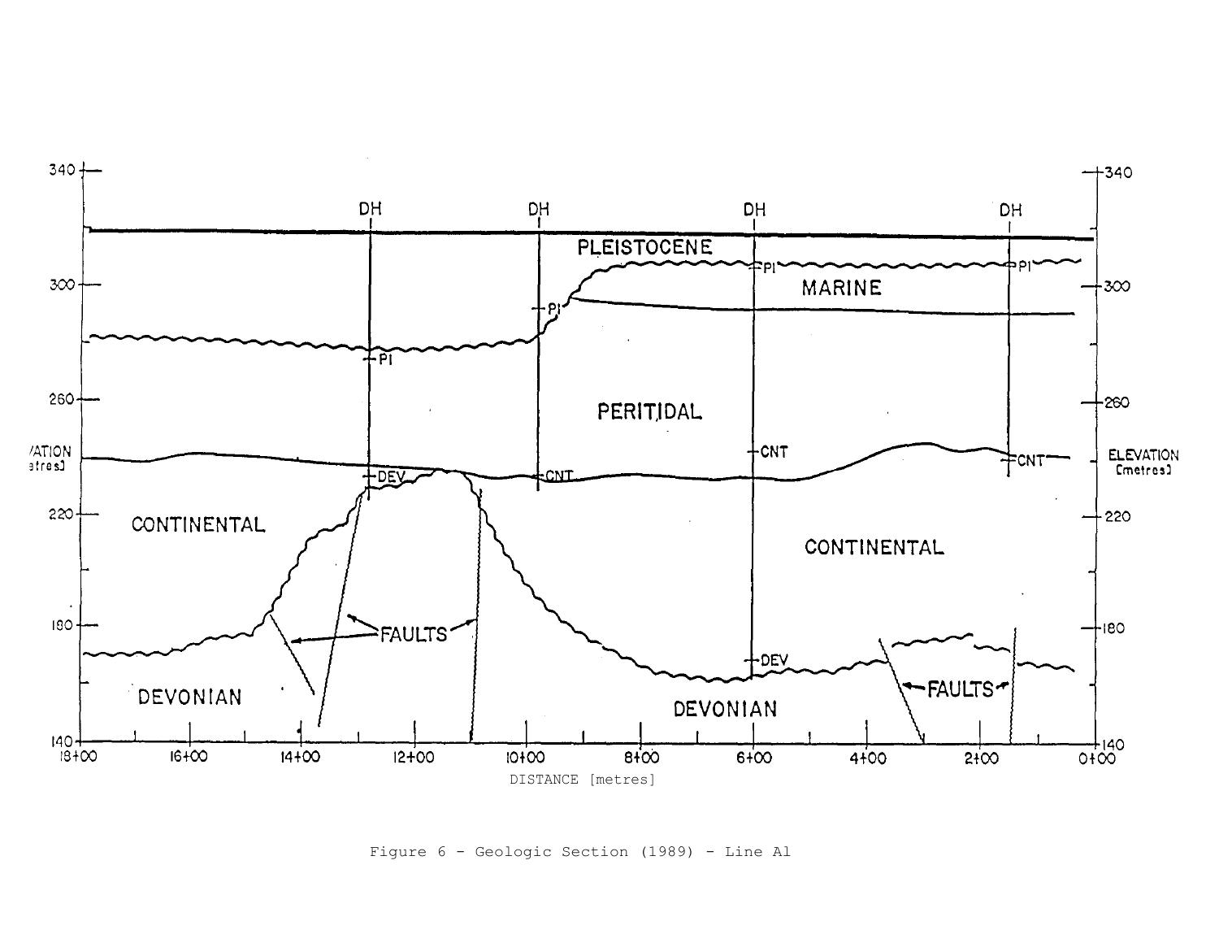Figure 6 - Geologic Section (1989) - Line A1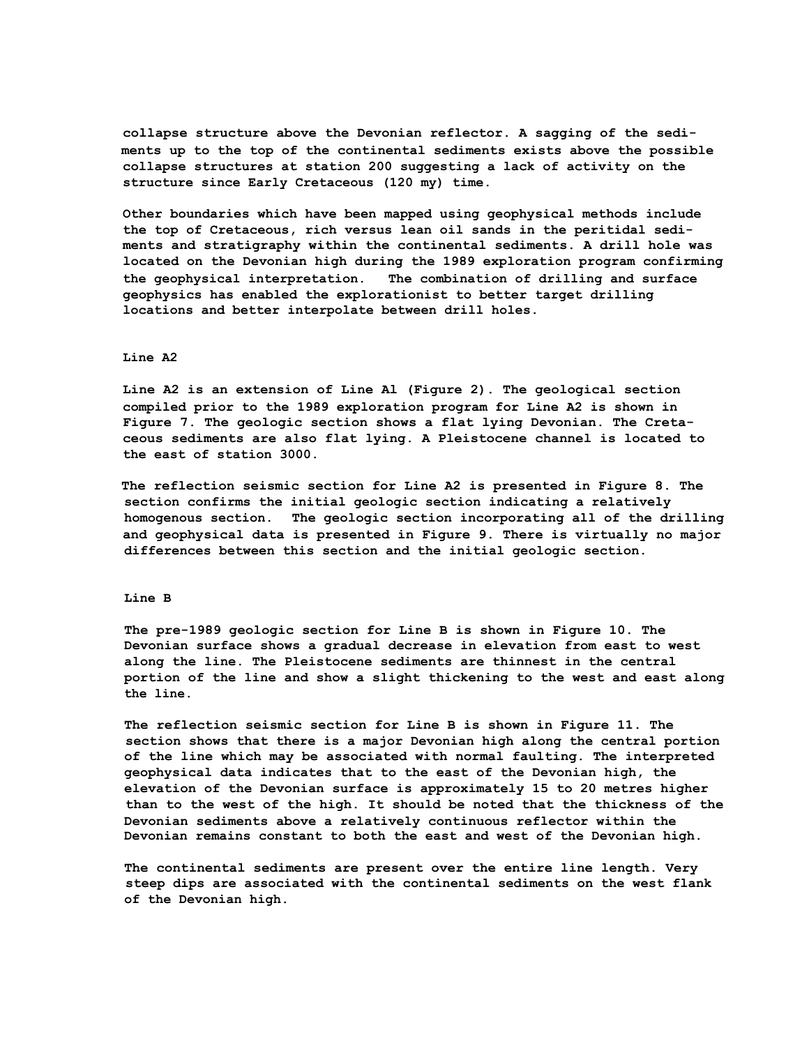collapse structure above the Devonian reflector. A sagging of the sediments up to the top of the continental sediments exists above the possible collapse structures at station 200 suggesting a lack of activity on the structure since Early Cretaceous (120 my) time.

Other boundaries which have been mapped using geophysical methods include the top of Cretaceous, rich versus lean oil sands in the peritidal sediments and stratigraphy within the continental sediments. A drill hole was located on the Devonian high during the 1989 exploration program confirming the geophysical interpretation. The combination of drilling and surface geophysics has enabled the explorationist to better target drilling locations and better interpolate between drill holes.

## Line A2

Line A2 is an extension of Line A1 (Figure 2). The geological section compiled prior to the 1989 exploration program for Line A2 is shown in Figure 7. The geologic section shows a flat lying Devonian. The Cretaceous sediments are also flat lying. A Pleistocene channel is located to the east of station 3000.

The reflection seismic section for Line A2 is presented in Figure 8. The section confirms the initial geologic section indicating a relatively homogenous section. The geologic section incorporating all of the drilling and geophysical data is presented in Figure 9. There is virtually no major differences between this section and the initial geologic section.

## Line B

The pre-1989 geologic section for Line B is shown in Figure 10. The Devonian surface shows a gradual decrease in elevation from east to west along the line. The Pleistocene sediments are thinnest in the central portion of the line and show a slight thickening to the west and east along the line.

The reflection seismic section for Line B is shown in Figure 11. The section shows that there is a major Devonian high along the central portion of the line which may be associated with normal faulting. The interpreted geophysical data indicates that to the east of the Devonian high, the elevation of the Devonian surface is approximately 15 to 20 metres higher than to the west of the high. It should be noted that the thickness of the Devonian sediments above a relatively continuous reflector within the Devonian remains constant to both the east and west of the Devonian high.

The continental sediments are present over the entire line length. Very steep dips are associated with the continental sediments on the west flank of the Devonian high.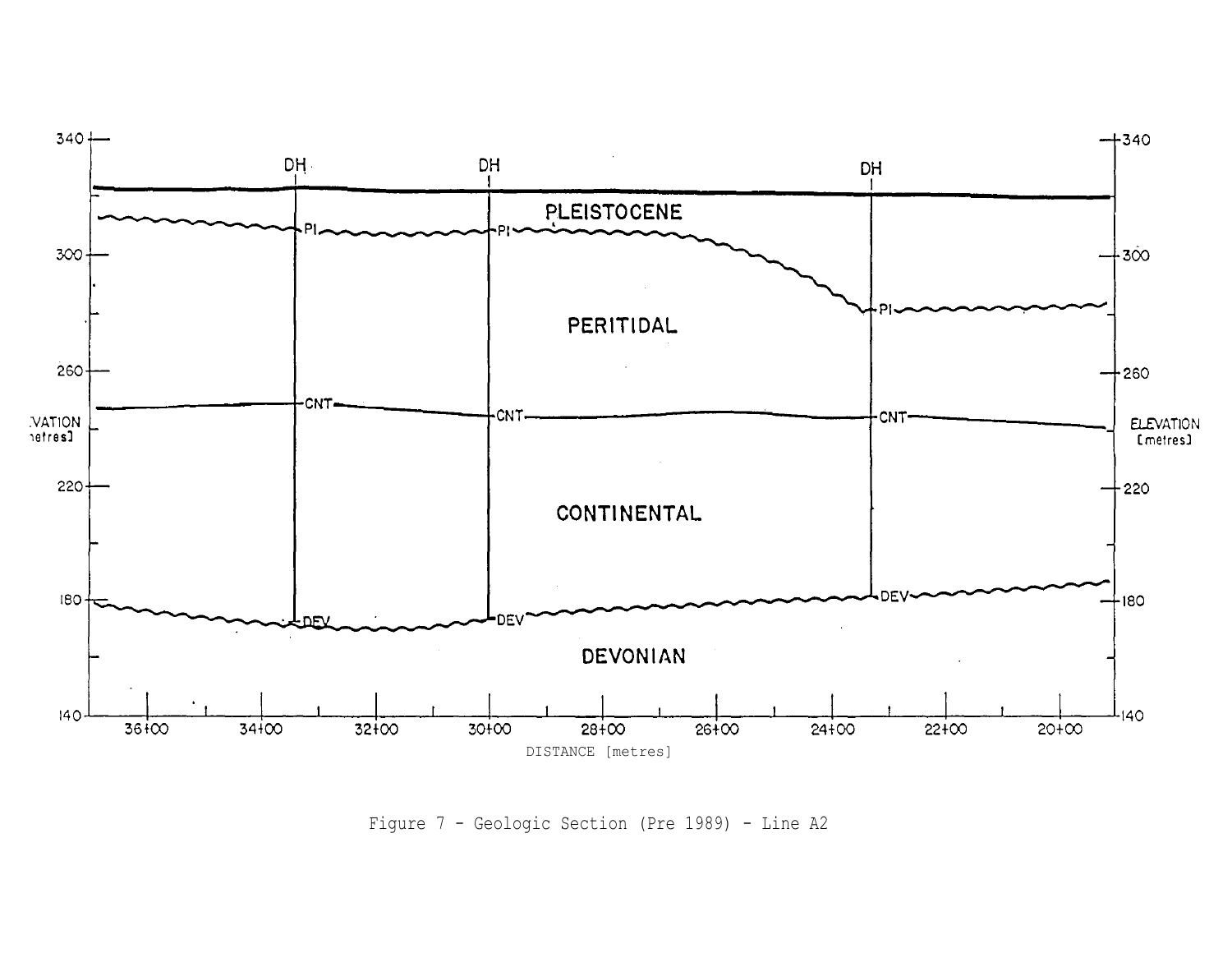Figure 7 - Geologic Section (Pre 1989) - Line A2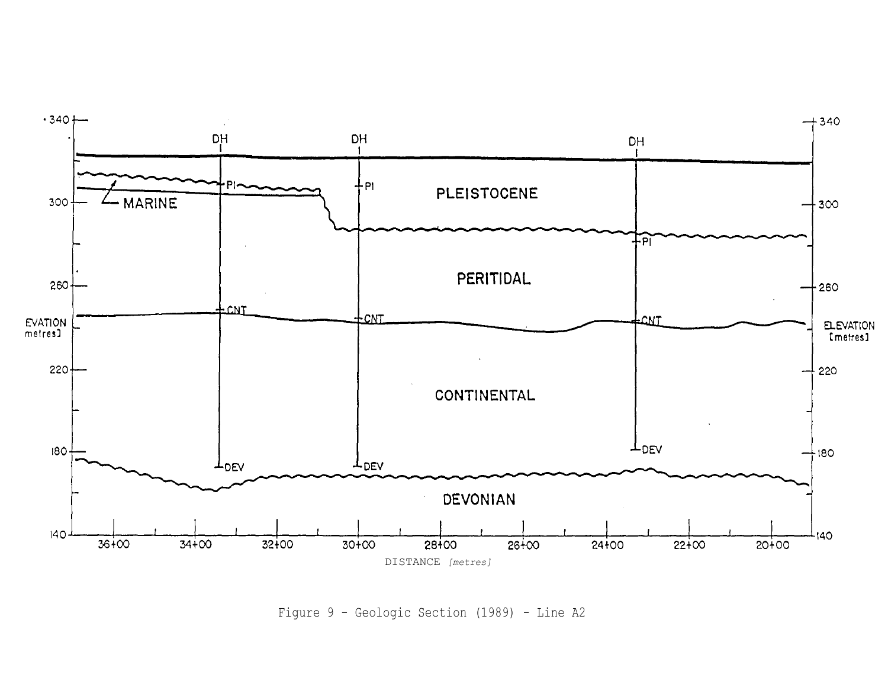Figure 9 - Geologic Section (1989) - Line A2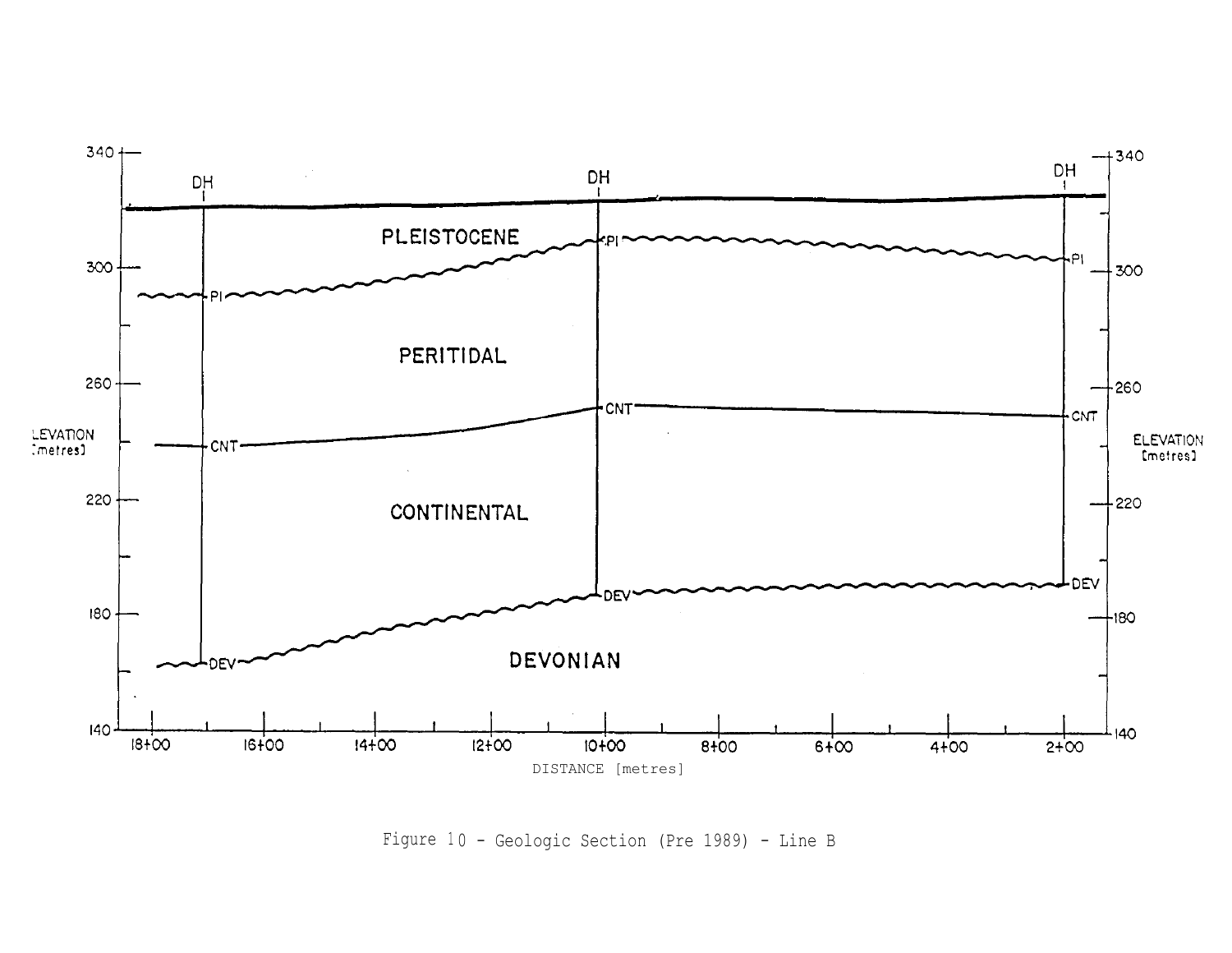Figure 10 - Geologic Section (Pre 1989) - Line B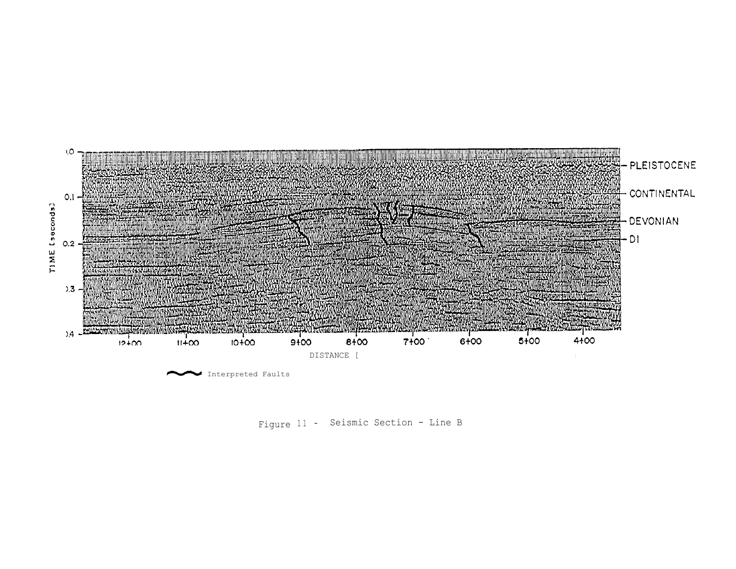TIME [seconds]

0.0
0.1
0.2
0.3
0.4

12+00 11+00 10+00 9+00 8+00 7+00 6+00 5+00 4+00

DISTANCE [

- PLEISTOCENE
- CONTINENTAL
- DEVONIAN
- DI

Interpreted Faults

Figure 11 - Seismic Section - Line B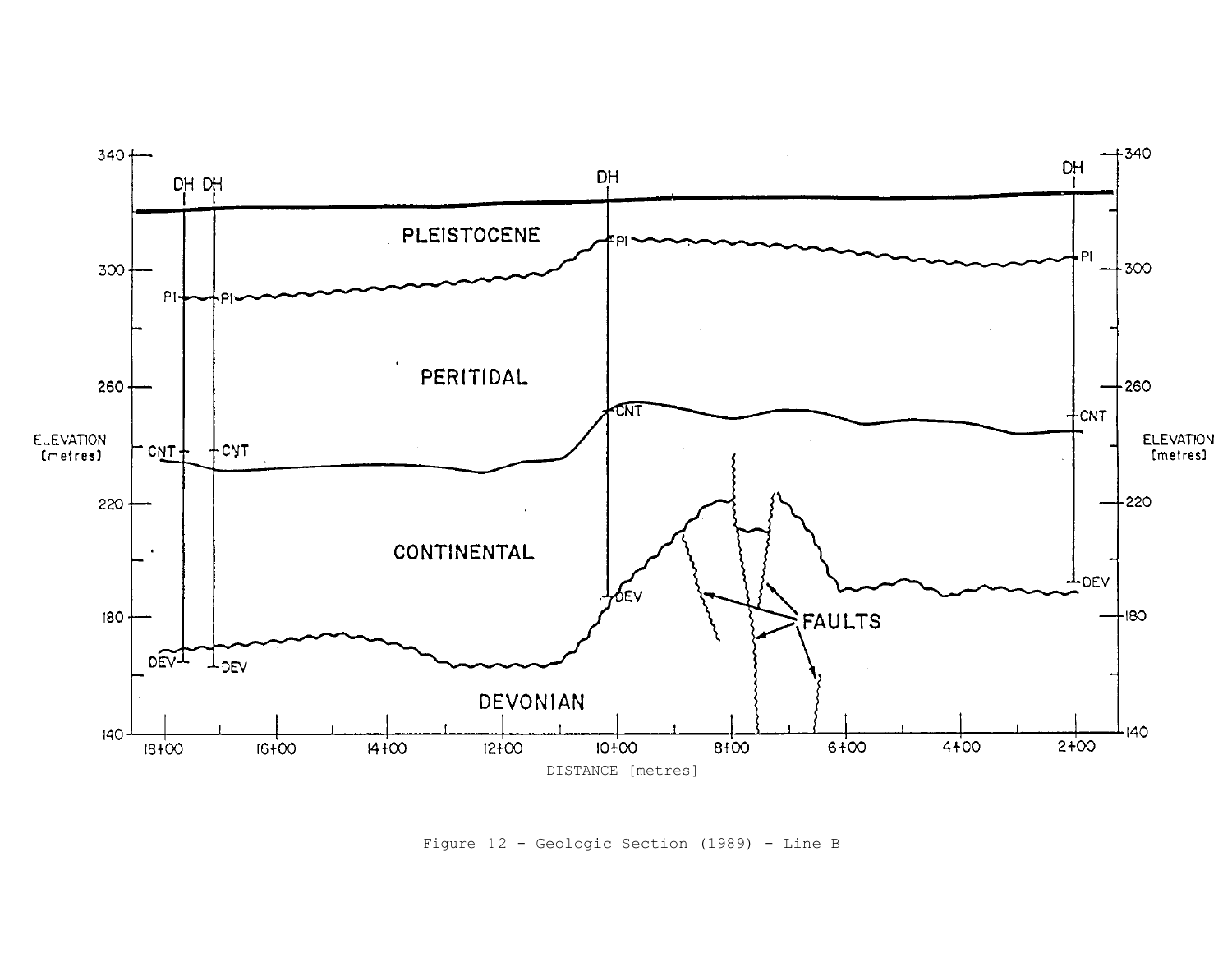Figure 12 - Geologic Section (1989) - Line B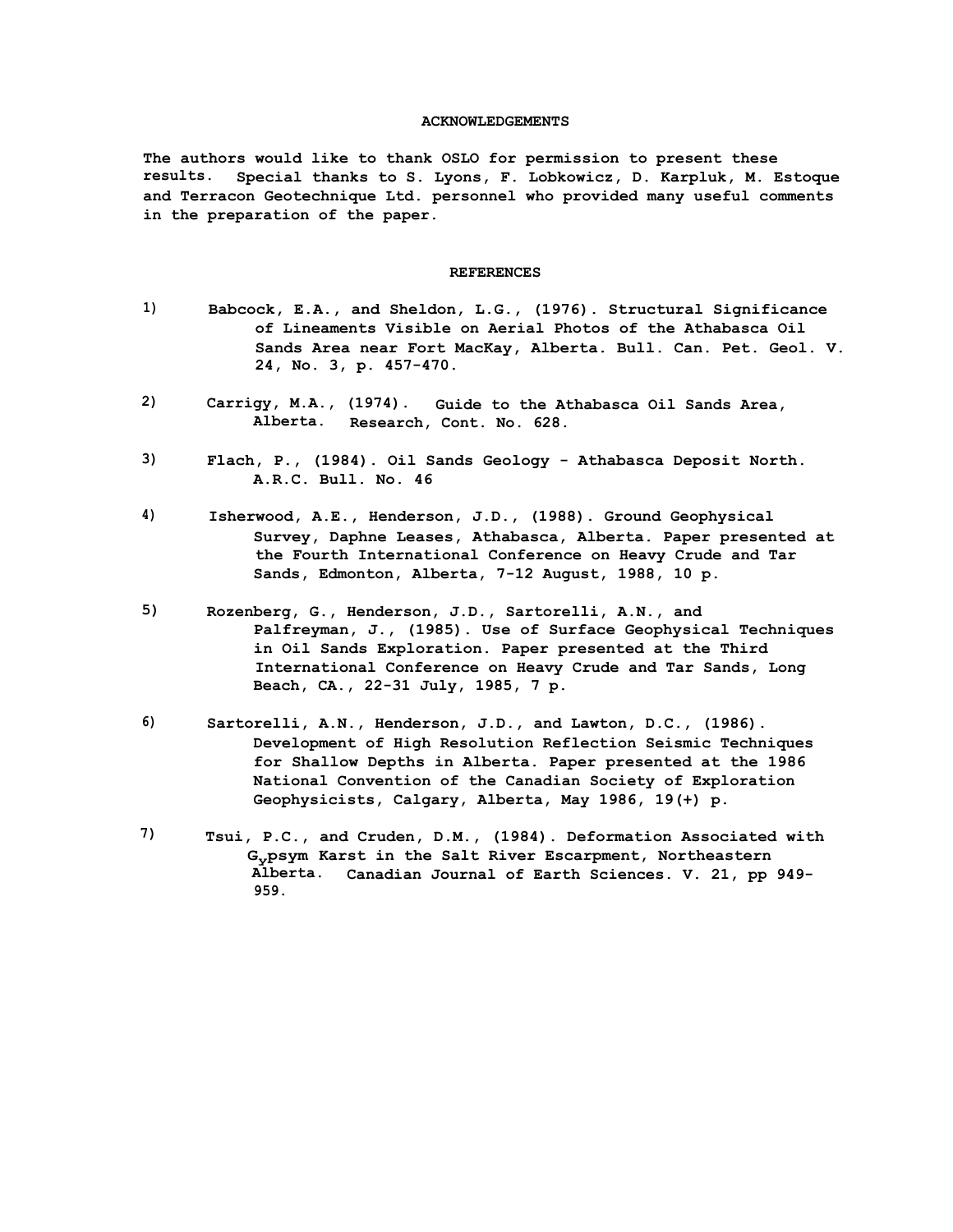## ACKNOWLEDGEMENTS

The authors would like to thank OSLO for permission to present these results. Special thanks to S. Lyons, F. Lobkowicz, D. Karpluk, M. Estoque and Terracon Geotechnique Ltd. personnel who provided many useful comments in the preparation of the paper.

## REFERENCES

1) Babcock, E.A., and Sheldon, L.G., (1976). Structural Significance of Lineaments Visible on Aerial Photos of the Athabasca Oil Sands Area near Fort MacKay, Alberta. Bull. Can. Pet. Geol. V. 24, No. 3, p. 457-470.

2) Carrigy, M.A., (1974). Guide to the Athabasca Oil Sands Area, Alberta. Research, Cont. No. 628.

3) Flach, P., (1984). Oil Sands Geology - Athabasca Deposit North. A.R.C. Bull. No. 46

4) Isherwood, A.E., Henderson, J.D., (1988). Ground Geophysical Survey, Daphne Leases, Athabasca, Alberta. Paper presented at the Fourth International Conference on Heavy Crude and Tar Sands, Edmonton, Alberta, 7-12 August, 1988, 10 p.

5) Rozenberg, G., Henderson, J.D., Sartorelli, A.N., and Palfreyman, J., (1985). Use of Surface Geophysical Techniques in Oil Sands Exploration. Paper presented at the Third International Conference on Heavy Crude and Tar Sands, Long Beach, CA., 22-31 July, 1985, 7 p.

6) Sartorelli, A.N., Henderson, J.D., and Lawton, D.C., (1986). Development of High Resolution Reflection Seismic Techniques for Shallow Depths in Alberta. Paper presented at the 1986 National Convention of the Canadian Society of Exploration Geophysicists, Calgary, Alberta, May 1986, 19(+) p.

7) Tsui, P.C., and Cruden, D.M., (1984). Deformation Associated with Gypsym Karst in the Salt River Escarpment, Northeastern Alberta. Canadian Journal of Earth Sciences. V. 21, pp 949-959.